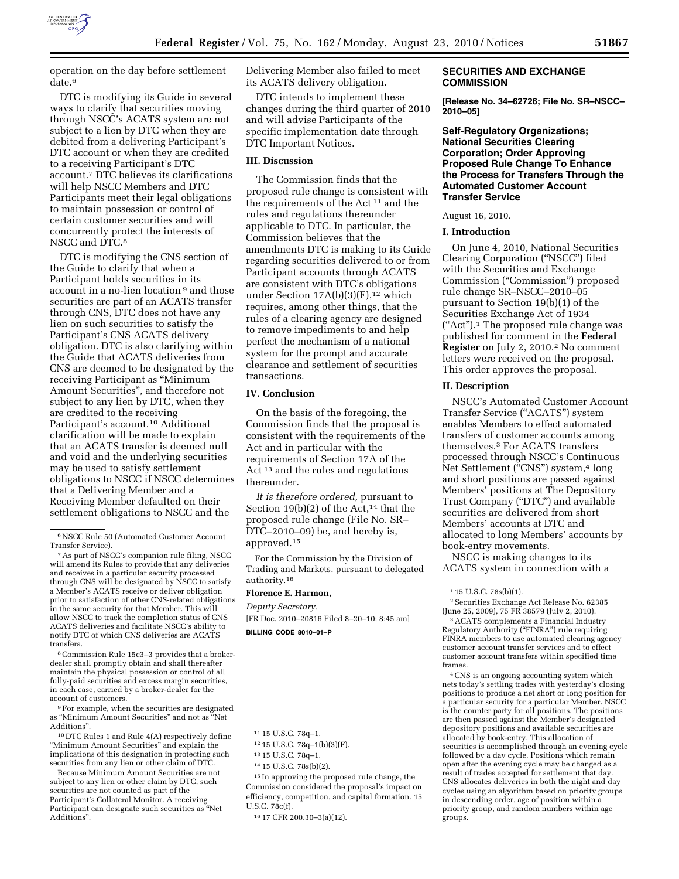operation on the day before settlement date.[6]

DTC is modifying its Guide in several ways to clarify that securities moving through NSCC's ACATS system are not subject to a lien by DTC when they are debited from a delivering Participant's DTC account or when they are credited to a receiving Participant's DTC account.[7] DTC believes its clarifications will help NSCC Members and DTC Participants meet their legal obligations to maintain possession or control of certain customer securities and will concurrently protect the interests of NSCC and DTC.[8]

DTC is modifying the CNS section of the Guide to clarify that when a Participant holds securities in its account in a no-lien location[9] and those securities are part of an ACATS transfer through CNS, DTC does not have any lien on such securities to satisfy the Participant's CNS ACATS delivery obligation. DTC is also clarifying within the Guide that ACATS deliveries from CNS are deemed to be designated by the receiving Participant as "Minimum Amount Securities", and therefore not subject to any lien by DTC, when they are credited to the receiving Participant's account.[10] Additional clarification will be made to explain that an ACATS transfer is deemed null and void and the underlying securities may be used to satisfy settlement obligations to NSCC if NSCC determines that a Delivering Member and a Receiving Member defaulted on their settlement obligations to NSCC and the Delivering Member also failed to meet its ACATS delivery obligation.

DTC intends to implement these changes during the third quarter of 2010 and will advise Participants of the specific implementation date through DTC Important Notices.

## III. Discussion

The Commission finds that the proposed rule change is consistent with the requirements of the Act[11] and the rules and regulations thereunder applicable to DTC. In particular, the Commission believes that the amendments DTC is making to its Guide regarding securities delivered to or from Participant accounts through ACATS are consistent with DTC's obligations under Section 17A(b)(3)(F),[12] which requires, among other things, that the rules of a clearing agency are designed to remove impediments to and help perfect the mechanism of a national system for the prompt and accurate clearance and settlement of securities transactions.

## IV. Conclusion

On the basis of the foregoing, the Commission finds that the proposal is consistent with the requirements of the Act and in particular with the requirements of Section 17A of the Act[13] and the rules and regulations thereunder.

*It is therefore ordered,* pursuant to Section 19(b)(2) of the Act,[14] that the proposed rule change (File No. SR–DTC–2010–09) be, and hereby is, approved.[15]

For the Commission by the Division of Trading and Markets, pursuant to delegated authority.[16]

**Florence E. Harmon,**

*Deputy Secretary.*

[FR Doc. 2010–20816 Filed 8–20–10; 8:45 am]

**BILLING CODE 8010–01–P**

---

[6] NSCC Rule 50 (Automated Customer Account Transfer Service).

[7] As part of NSCC's companion rule filing, NSCC will amend its Rules to provide that any deliveries and receives in a particular security processed through CNS will be designated by NSCC to satisfy a Member's ACATS receive or deliver obligation prior to satisfaction of other CNS-related obligations in the same security for that Member. This will allow NSCC to track the completion status of CNS ACATS deliveries and facilitate NSCC's ability to notify DTC of which CNS deliveries are ACATS transfers.

[8] Commission Rule 15c3–3 provides that a broker-dealer shall promptly obtain and shall thereafter maintain the physical possession or control of all fully-paid securities and excess margin securities, in each case, carried by a broker-dealer for the account of customers.

[9] For example, when the securities are designated as "Minimum Amount Securities" and not as "Net Additions".

[10] DTC Rules 1 and Rule 4(A) respectively define "Minimum Amount Securities" and explain the implications of this designation in protecting such securities from any lien or other claim of DTC.

Because Minimum Amount Securities are not subject to any lien or other claim by DTC, such securities are not counted as part of the Participant's Collateral Monitor. A receiving Participant can designate such securities as "Net Additions".

[11] 15 U.S.C. 78q–1.

[12] 15 U.S.C. 78q–1(b)(3)(F).

[13] 15 U.S.C. 78q–1.

[14] 15 U.S.C. 78s(b)(2).

[15] In approving the proposed rule change, the Commission considered the proposal's impact on efficiency, competition, and capital formation. 15 U.S.C. 78c(f).

[16] 17 CFR 200.30–3(a)(12).

---

## SECURITIES AND EXCHANGE COMMISSION

**[Release No. 34–62726; File No. SR–NSCC–2010–05]**

### Self-Regulatory Organizations; National Securities Clearing Corporation; Order Approving Proposed Rule Change To Enhance the Process for Transfers Through the Automated Customer Account Transfer Service

August 16, 2010.

## I. Introduction

On June 4, 2010, National Securities Clearing Corporation ("NSCC") filed with the Securities and Exchange Commission ("Commission") proposed rule change SR–NSCC–2010–05 pursuant to Section 19(b)(1) of the Securities Exchange Act of 1934 ("Act").[1] The proposed rule change was published for comment in the **Federal Register** on July 2, 2010.[2] No comment letters were received on the proposal. This order approves the proposal.

## II. Description

NSCC's Automated Customer Account Transfer Service ("ACATS") system enables Members to effect automated transfers of customer accounts among themselves.[3] For ACATS transfers processed through NSCC's Continuous Net Settlement ("CNS") system,[4] long and short positions are passed against Members' positions at The Depository Trust Company ("DTC") and available securities are delivered from short Members' accounts at DTC and allocated to long Members' accounts by book-entry movements.

NSCC is making changes to its ACATS system in connection with a

---

[1] 15 U.S.C. 78s(b)(1).

[2] Securities Exchange Act Release No. 62385 (June 25, 2009), 75 FR 38579 (July 2, 2010).

[3] ACATS complements a Financial Industry Regulatory Authority ("FINRA") rule requiring FINRA members to use automated clearing agency customer account transfer services and to effect customer account transfers within specified time frames.

[4] CNS is an ongoing accounting system which nets today's settling trades with yesterday's closing positions to produce a net short or long position for a particular security for a particular Member. NSCC is the counter party for all positions. The positions are then passed against the Member's designated depository positions and available securities are allocated by book-entry. This allocation of securities is accomplished through an evening cycle followed by a day cycle. Positions which remain open after the evening cycle may be changed as a result of trades accepted for settlement that day. CNS allocates deliveries in both the night and day cycles using an algorithm based on priority groups in descending order, age of position within a priority group, and random numbers within age groups.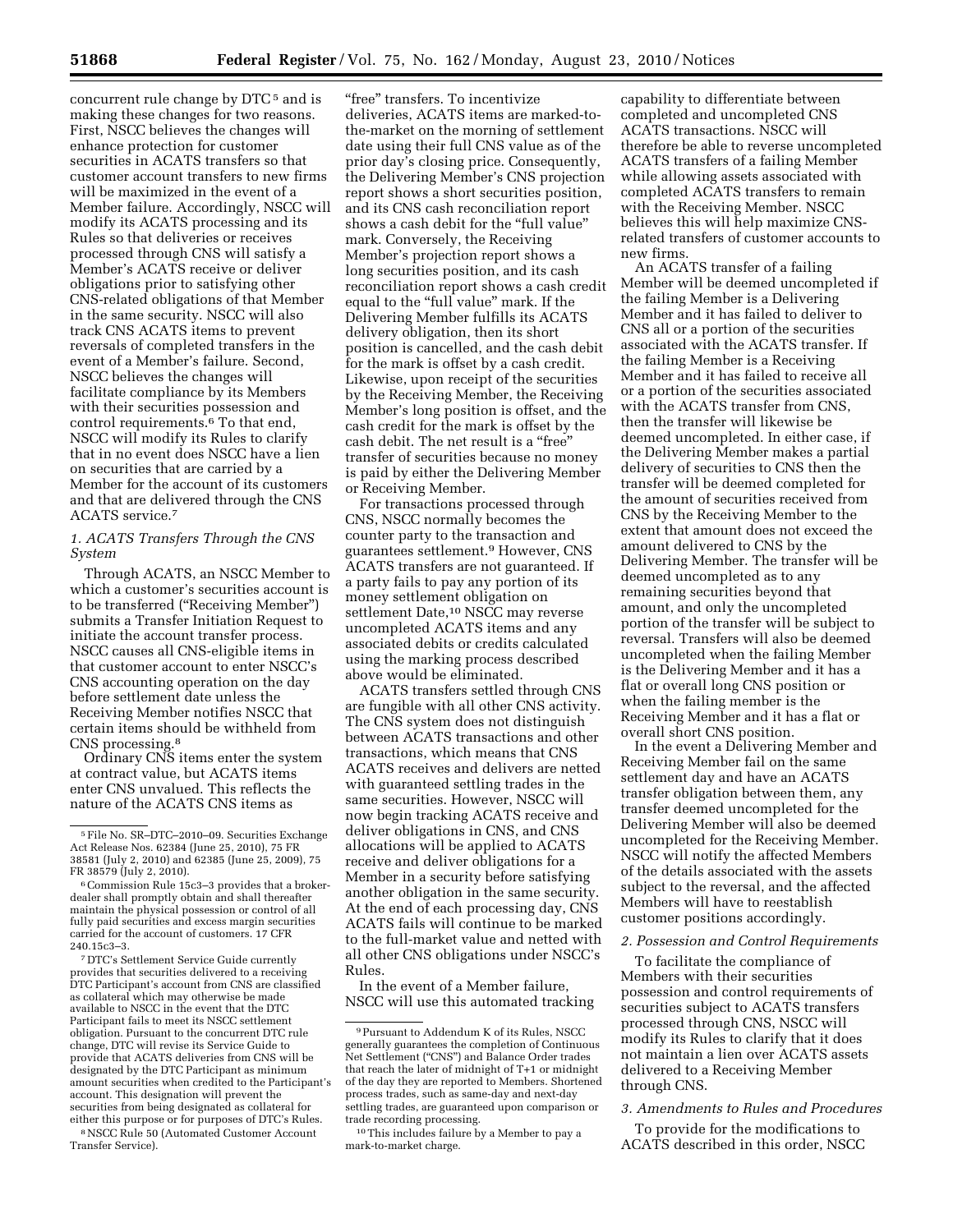concurrent rule change by DTC [5] and is making these changes for two reasons. First, NSCC believes the changes will enhance protection for customer securities in ACATS transfers so that customer account transfers to new firms will be maximized in the event of a Member failure. Accordingly, NSCC will modify its ACATS processing and its Rules so that deliveries or receives processed through CNS will satisfy a Member's ACATS receive or deliver obligations prior to satisfying other CNS-related obligations of that Member in the same security. NSCC will also track CNS ACATS items to prevent reversals of completed transfers in the event of a Member's failure. Second, NSCC believes the changes will facilitate compliance by its Members with their securities possession and control requirements.[6] To that end, NSCC will modify its Rules to clarify that in no event does NSCC have a lien on securities that are carried by a Member for the account of its customers and that are delivered through the CNS ACATS service.[7]

### *1. ACATS Transfers Through the CNS System*

Through ACATS, an NSCC Member to which a customer's securities account is to be transferred ("Receiving Member") submits a Transfer Initiation Request to initiate the account transfer process. NSCC causes all CNS-eligible items in that customer account to enter NSCC's CNS accounting operation on the day before settlement date unless the Receiving Member notifies NSCC that certain items should be withheld from CNS processing.[8]

Ordinary CNS items enter the system at contract value, but ACATS items enter CNS unvalued. This reflects the nature of the ACATS CNS items as "free" transfers. To incentivize deliveries, ACATS items are marked-to-the-market on the morning of settlement date using their full CNS value as of the prior day's closing price. Consequently, the Delivering Member's CNS projection report shows a short securities position, and its CNS cash reconciliation report shows a cash debit for the "full value" mark. Conversely, the Receiving Member's projection report shows a long securities position, and its cash reconciliation report shows a cash credit equal to the "full value" mark. If the Delivering Member fulfills its ACATS delivery obligation, then its short position is cancelled, and the cash debit for the mark is offset by a cash credit. Likewise, upon receipt of the securities by the Receiving Member, the Receiving Member's long position is offset, and the cash credit for the mark is offset by the cash debit. The net result is a "free" transfer of securities because no money is paid by either the Delivering Member or Receiving Member.

For transactions processed through CNS, NSCC normally becomes the counter party to the transaction and guarantees settlement.[9] However, CNS ACATS transfers are not guaranteed. If a party fails to pay any portion of its money settlement obligation on settlement Date,[10] NSCC may reverse uncompleted ACATS items and any associated debits or credits calculated using the marking process described above would be eliminated.

ACATS transfers settled through CNS are fungible with all other CNS activity. The CNS system does not distinguish between ACATS transactions and other transactions, which means that CNS ACATS receives and delivers are netted with guaranteed settling trades in the same securities. However, NSCC will now begin tracking ACATS receive and deliver obligations in CNS, and CNS allocations will be applied to ACATS receive and deliver obligations for a Member in a security before satisfying another obligation in the same security. At the end of each processing day, CNS ACATS fails will continue to be marked to the full-market value and netted with all other CNS obligations under NSCC's Rules.

In the event of a Member failure, NSCC will use this automated tracking capability to differentiate between completed and uncompleted CNS ACATS transactions. NSCC will therefore be able to reverse uncompleted ACATS transfers of a failing Member while allowing assets associated with completed ACATS transfers to remain with the Receiving Member. NSCC believes this will help maximize CNS-related transfers of customer accounts to new firms.

An ACATS transfer of a failing Member will be deemed uncompleted if the failing Member is a Delivering Member and it has failed to deliver to CNS all or a portion of the securities associated with the ACATS transfer. If the failing Member is a Receiving Member and it has failed to receive all or a portion of the securities associated with the ACATS transfer from CNS, then the transfer will likewise be deemed uncompleted. In either case, if the Delivering Member makes a partial delivery of securities to CNS then the transfer will be deemed completed for the amount of securities received from CNS by the Receiving Member to the extent that amount does not exceed the amount delivered to CNS by the Delivering Member. The transfer will be deemed uncompleted as to any remaining securities beyond that amount, and only the uncompleted portion of the transfer will be subject to reversal. Transfers will also be deemed uncompleted when the failing Member is the Delivering Member and it has a flat or overall long CNS position or when the failing member is the Receiving Member and it has a flat or overall short CNS position.

In the event a Delivering Member and Receiving Member fail on the same settlement day and have an ACATS transfer obligation between them, any transfer deemed uncompleted for the Delivering Member will also be deemed uncompleted for the Receiving Member. NSCC will notify the affected Members of the details associated with the assets subject to the reversal, and the affected Members will have to reestablish customer positions accordingly.

### *2. Possession and Control Requirements*

To facilitate the compliance of Members with their securities possession and control requirements of securities subject to ACATS transfers processed through CNS, NSCC will modify its Rules to clarify that it does not maintain a lien over ACATS assets delivered to a Receiving Member through CNS.

### *3. Amendments to Rules and Procedures*

To provide for the modifications to ACATS described in this order, NSCC

---

[5] File No. SR–DTC–2010–09. Securities Exchange Act Release Nos. 62384 (June 25, 2010), 75 FR 38581 (July 2, 2010) and 62385 (June 25, 2009), 75 FR 38579 (July 2, 2010).

[6] Commission Rule 15c3–3 provides that a broker-dealer shall promptly obtain and shall thereafter maintain the physical possession or control of all fully paid securities and excess margin securities carried for the account of customers. 17 CFR 240.15c3–3.

[7] DTC's Settlement Service Guide currently provides that securities delivered to a receiving DTC Participant's account from CNS are classified as collateral which may otherwise be made available to NSCC in the event that the DTC Participant fails to meet its NSCC settlement obligation. Pursuant to the concurrent DTC rule change, DTC will revise its Service Guide to provide that ACATS deliveries from CNS will be designated by the DTC Participant as minimum amount securities when credited to the Participant's account. This designation will prevent the securities from being designated as collateral for either this purpose or for purposes of DTC's Rules.

[8] NSCC Rule 50 (Automated Customer Account Transfer Service).

[9] Pursuant to Addendum K of its Rules, NSCC generally guarantees the completion of Continuous Net Settlement ("CNS") and Balance Order trades that reach the later of midnight of T+1 or midnight of the day they are reported to Members. Shortened process trades, such as same-day and next-day settling trades, are guaranteed upon comparison or trade recording processing.

[10] This includes failure by a Member to pay a mark-to-market charge.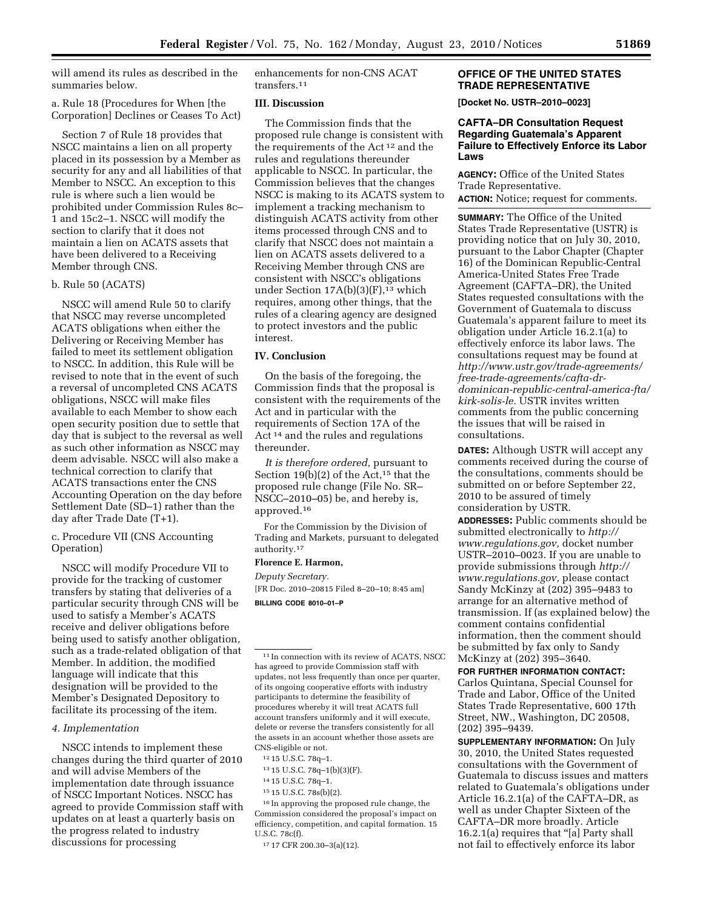will amend its rules as described in the summaries below.

a. Rule 18 (Procedures for When [the Corporation] Declines or Ceases To Act)

Section 7 of Rule 18 provides that NSCC maintains a lien on all property placed in its possession by a Member as security for any and all liabilities of that Member to NSCC. An exception to this rule is where such a lien would be prohibited under Commission Rules 8c–1 and 15c2–1. NSCC will modify the section to clarify that it does not maintain a lien on ACATS assets that have been delivered to a Receiving Member through CNS.

b. Rule 50 (ACATS)

NSCC will amend Rule 50 to clarify that NSCC may reverse uncompleted ACATS obligations when either the Delivering or Receiving Member has failed to meet its settlement obligation to NSCC. In addition, this Rule will be revised to note that in the event of such a reversal of uncompleted CNS ACATS obligations, NSCC will make files available to each Member to show each open security position due to settle that day that is subject to the reversal as well as such other information as NSCC may deem advisable. NSCC will also make a technical correction to clarify that ACATS transactions enter the CNS Accounting Operation on the day before Settlement Date (SD–1) rather than the day after Trade Date (T+1).

c. Procedure VII (CNS Accounting Operation)

NSCC will modify Procedure VII to provide for the tracking of customer transfers by stating that deliveries of a particular security through CNS will be used to satisfy a Member's ACATS receive and deliver obligations before being used to satisfy another obligation, such as a trade-related obligation of that Member. In addition, the modified language will indicate that this designation will be provided to the Member's Designated Depository to facilitate its processing of the item.

*4. Implementation*

NSCC intends to implement these changes during the third quarter of 2010 and will advise Members of the implementation date through issuance of NSCC Important Notices. NSCC has agreed to provide Commission staff with updates on at least a quarterly basis on the progress related to industry discussions for processing enhancements for non-CNS ACAT transfers.[11]

## III. Discussion

The Commission finds that the proposed rule change is consistent with the requirements of the Act[12] and the rules and regulations thereunder applicable to NSCC. In particular, the Commission believes that the changes NSCC is making to its ACATS system to implement a tracking mechanism to distinguish ACATS activity from other items processed through CNS and to clarify that NSCC does not maintain a lien on ACATS assets delivered to a Receiving Member through CNS are consistent with NSCC's obligations under Section 17A(b)(3)(F),[13] which requires, among other things, that the rules of a clearing agency are designed to protect investors and the public interest.

## IV. Conclusion

On the basis of the foregoing, the Commission finds that the proposal is consistent with the requirements of the Act and in particular with the requirements of Section 17A of the Act[14] and the rules and regulations thereunder.

*It is therefore ordered,* pursuant to Section 19(b)(2) of the Act,[15] that the proposed rule change (File No. SR–NSCC–2010–05) be, and hereby is, approved.[16]

For the Commission by the Division of Trading and Markets, pursuant to delegated authority.[17]

**Florence E. Harmon,**

*Deputy Secretary.*

[FR Doc. 2010–20815 Filed 8–20–10; 8:45 am]

**BILLING CODE 8010–01–P**

[11] In connection with its review of ACATS, NSCC has agreed to provide Commission staff with updates, not less frequently than once per quarter, of its ongoing cooperative efforts with industry participants to determine the feasibility of procedures whereby it will treat ACATS full account transfers uniformly and it will execute, delete or reverse the transfers consistently for all the assets in an account whether those assets are CNS-eligible or not.

[12] 15 U.S.C. 78q–1.

[13] 15 U.S.C. 78q–1(b)(3)(F).

[14] 15 U.S.C. 78q–1.

[15] 15 U.S.C. 78s(b)(2).

[16] In approving the proposed rule change, the Commission considered the proposal's impact on efficiency, competition, and capital formation. 15 U.S.C. 78c(f).

[17] 17 CFR 200.30–3(a)(12).

## OFFICE OF THE UNITED STATES TRADE REPRESENTATIVE

**[Docket No. USTR–2010–0023]**

### CAFTA–DR Consultation Request Regarding Guatemala's Apparent Failure to Effectively Enforce its Labor Laws

**AGENCY:** Office of the United States Trade Representative.

**ACTION:** Notice; request for comments.

**SUMMARY:** The Office of the United States Trade Representative (USTR) is providing notice that on July 30, 2010, pursuant to the Labor Chapter (Chapter 16) of the Dominican Republic-Central America-United States Free Trade Agreement (CAFTA–DR), the United States requested consultations with the Government of Guatemala to discuss Guatemala's apparent failure to meet its obligation under Article 16.2.1(a) to effectively enforce its labor laws. The consultations request may be found at *http://www.ustr.gov/trade-agreements/free-trade-agreements/cafta-dr-dominican-republic-central-america-fta/kirk-solis-le.* USTR invites written comments from the public concerning the issues that will be raised in consultations.

**DATES:** Although USTR will accept any comments received during the course of the consultations, comments should be submitted on or before September 22, 2010 to be assured of timely consideration by USTR.

**ADDRESSES:** Public comments should be submitted electronically to *http://www.regulations.gov,* docket number USTR–2010–0023. If you are unable to provide submissions through *http://www.regulations.gov,* please contact Sandy McKinzy at (202) 395–9483 to arrange for an alternative method of transmission. If (as explained below) the comment contains confidential information, then the comment should be submitted by fax only to Sandy McKinzy at (202) 395–3640.

**FOR FURTHER INFORMATION CONTACT:** Carlos Quintana, Special Counsel for Trade and Labor, Office of the United States Trade Representative, 600 17th Street, NW., Washington, DC 20508, (202) 395–9439.

**SUPPLEMENTARY INFORMATION:** On July 30, 2010, the United States requested consultations with the Government of Guatemala to discuss issues and matters related to Guatemala's obligations under Article 16.2.1(a) of the CAFTA–DR, as well as under Chapter Sixteen of the CAFTA–DR more broadly. Article 16.2.1(a) requires that "[a] Party shall not fail to effectively enforce its labor